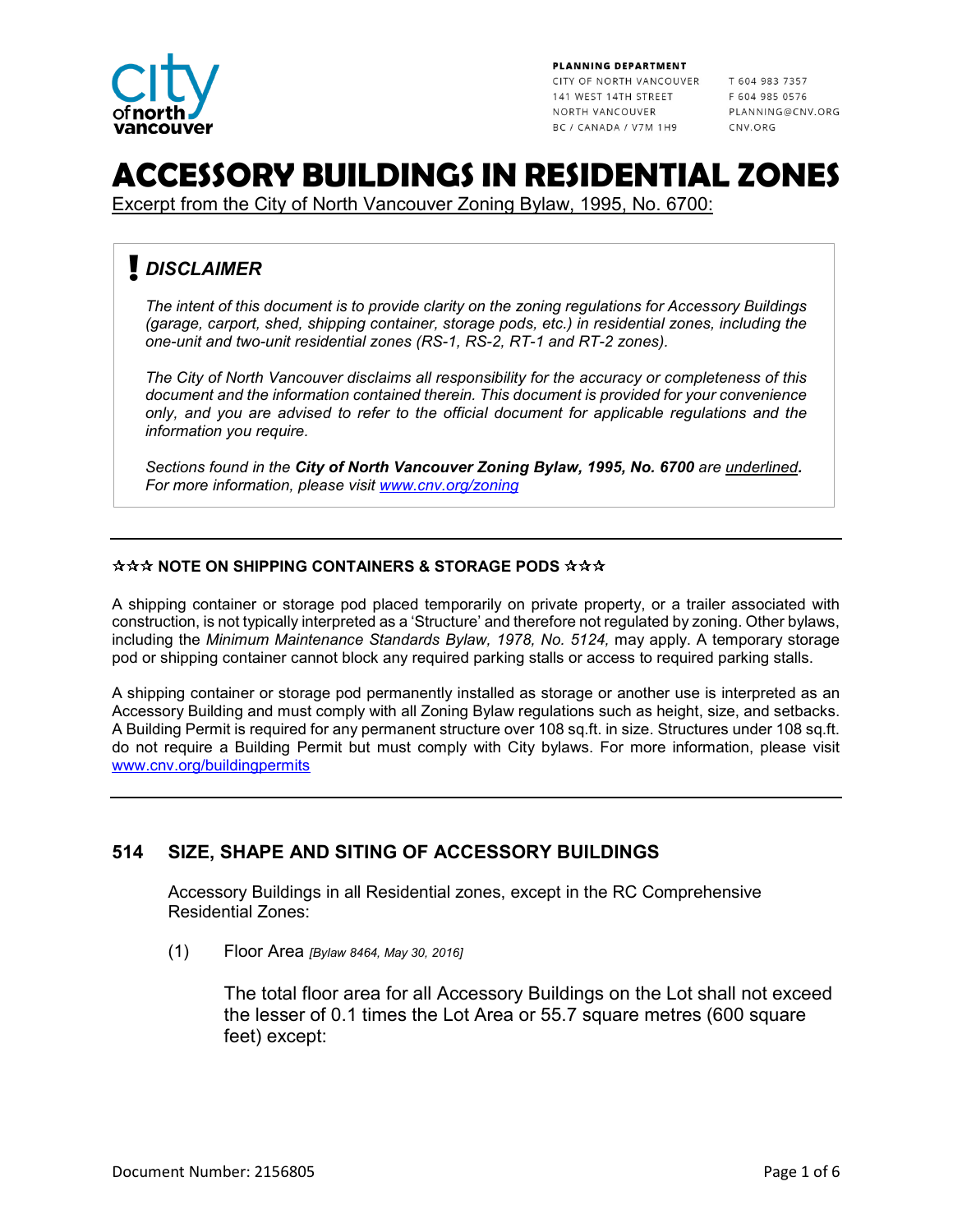PLANNING DEPARTMENT

CITY OF NORTH VANCOUVER
141 WEST 14TH STREET
NORTH VANCOUVER
BC / CANADA / V7M 1H9

T 604 983 7357
F 604 985 0576
PLANNING@CNV.ORG
CNV.ORG

# ACCESSORY BUILDINGS IN RESIDENTIAL ZONES

Excerpt from the City of North Vancouver Zoning Bylaw, 1995, No. 6700:

> ## ! *DISCLAIMER*
>
> *The intent of this document is to provide clarity on the zoning regulations for Accessory Buildings (garage, carport, shed, shipping container, storage pods, etc.) in residential zones, including the one-unit and two-unit residential zones (RS-1, RS-2, RT-1 and RT-2 zones).*
>
> *The City of North Vancouver disclaims all responsibility for the accuracy or completeness of this document and the information contained therein. This document is provided for your convenience only, and you are advised to refer to the official document for applicable regulations and the information you require.*
>
> *Sections found in the **City of North Vancouver Zoning Bylaw, 1995, No. 6700** are underlined**.** For more information, please visit [www.cnv.org/zoning](http://www.cnv.org/zoning)*

---

**☆☆☆ NOTE ON SHIPPING CONTAINERS & STORAGE PODS ☆☆☆**

A shipping container or storage pod placed temporarily on private property, or a trailer associated with construction, is not typically interpreted as a 'Structure' and therefore not regulated by zoning. Other bylaws, including the *Minimum Maintenance Standards Bylaw, 1978, No. 5124,* may apply. A temporary storage pod or shipping container cannot block any required parking stalls or access to required parking stalls.

A shipping container or storage pod permanently installed as storage or another use is interpreted as an Accessory Building and must comply with all Zoning Bylaw regulations such as height, size, and setbacks. A Building Permit is required for any permanent structure over 108 sq.ft. in size. Structures under 108 sq.ft. do not require a Building Permit but must comply with City bylaws. For more information, please visit [www.cnv.org/buildingpermits](http://www.cnv.org/buildingpermits)

---

## 514 SIZE, SHAPE AND SITING OF ACCESSORY BUILDINGS

Accessory Buildings in all Residential zones, except in the RC Comprehensive Residential Zones:

(1) Floor Area *[Bylaw 8464, May 30, 2016]*

The total floor area for all Accessory Buildings on the Lot shall not exceed the lesser of 0.1 times the Lot Area or 55.7 square metres (600 square feet) except: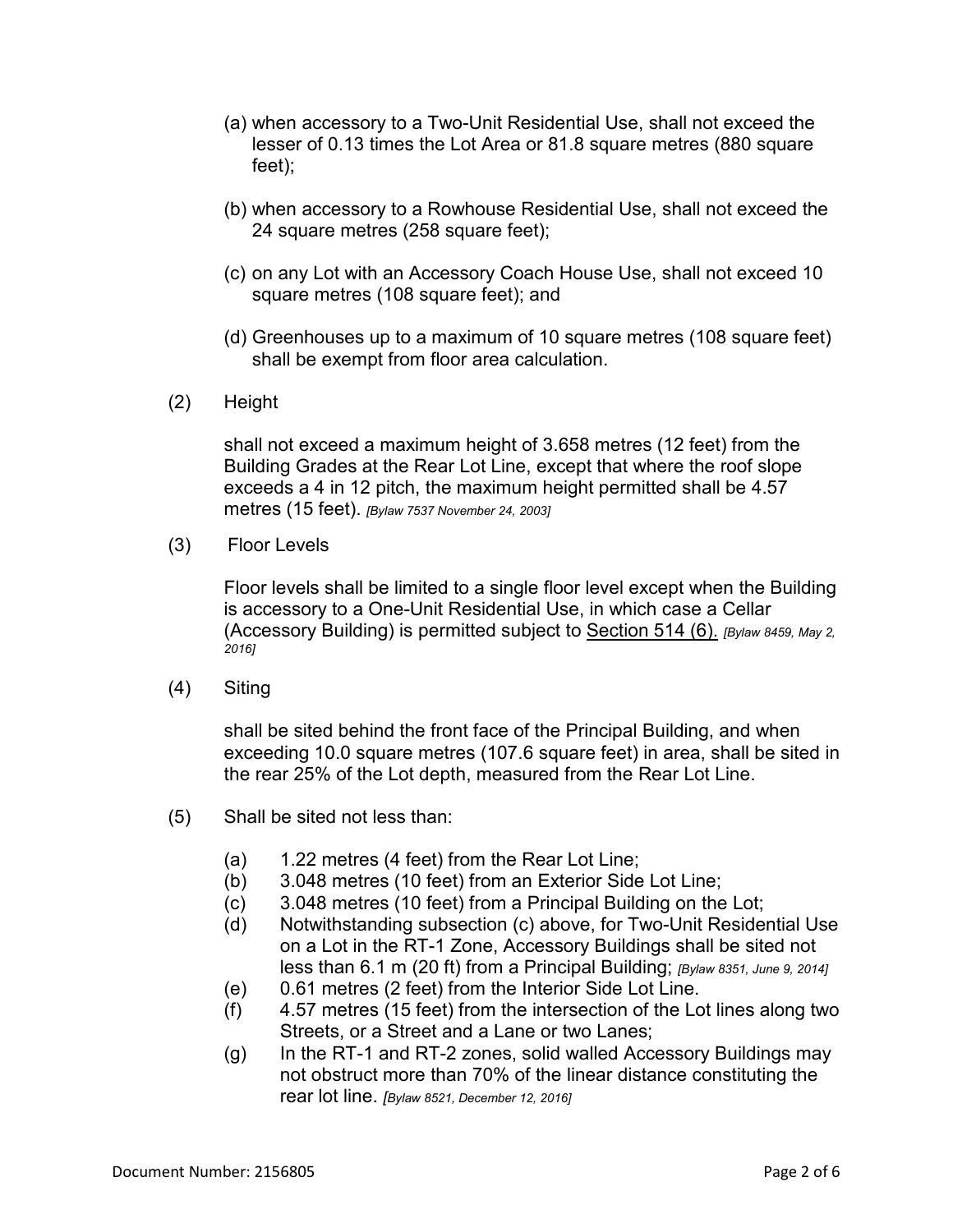(a) when accessory to a Two-Unit Residential Use, shall not exceed the lesser of 0.13 times the Lot Area or 81.8 square metres (880 square feet);

(b) when accessory to a Rowhouse Residential Use, shall not exceed the 24 square metres (258 square feet);

(c) on any Lot with an Accessory Coach House Use, shall not exceed 10 square metres (108 square feet); and

(d) Greenhouses up to a maximum of 10 square metres (108 square feet) shall be exempt from floor area calculation.

(2) Height

shall not exceed a maximum height of 3.658 metres (12 feet) from the Building Grades at the Rear Lot Line, except that where the roof slope exceeds a 4 in 12 pitch, the maximum height permitted shall be 4.57 metres (15 feet). *[Bylaw 7537 November 24, 2003]*

(3) Floor Levels

Floor levels shall be limited to a single floor level except when the Building is accessory to a One-Unit Residential Use, in which case a Cellar (Accessory Building) is permitted subject to Section 514 (6). *[Bylaw 8459, May 2, 2016]*

(4) Siting

shall be sited behind the front face of the Principal Building, and when exceeding 10.0 square metres (107.6 square feet) in area, shall be sited in the rear 25% of the Lot depth, measured from the Rear Lot Line.

(5) Shall be sited not less than:

(a) 1.22 metres (4 feet) from the Rear Lot Line;
(b) 3.048 metres (10 feet) from an Exterior Side Lot Line;
(c) 3.048 metres (10 feet) from a Principal Building on the Lot;
(d) Notwithstanding subsection (c) above, for Two-Unit Residential Use on a Lot in the RT-1 Zone, Accessory Buildings shall be sited not less than 6.1 m (20 ft) from a Principal Building; *[Bylaw 8351, June 9, 2014]*
(e) 0.61 metres (2 feet) from the Interior Side Lot Line.
(f) 4.57 metres (15 feet) from the intersection of the Lot lines along two Streets, or a Street and a Lane or two Lanes;
(g) In the RT-1 and RT-2 zones, solid walled Accessory Buildings may not obstruct more than 70% of the linear distance constituting the rear lot line. *[Bylaw 8521, December 12, 2016]*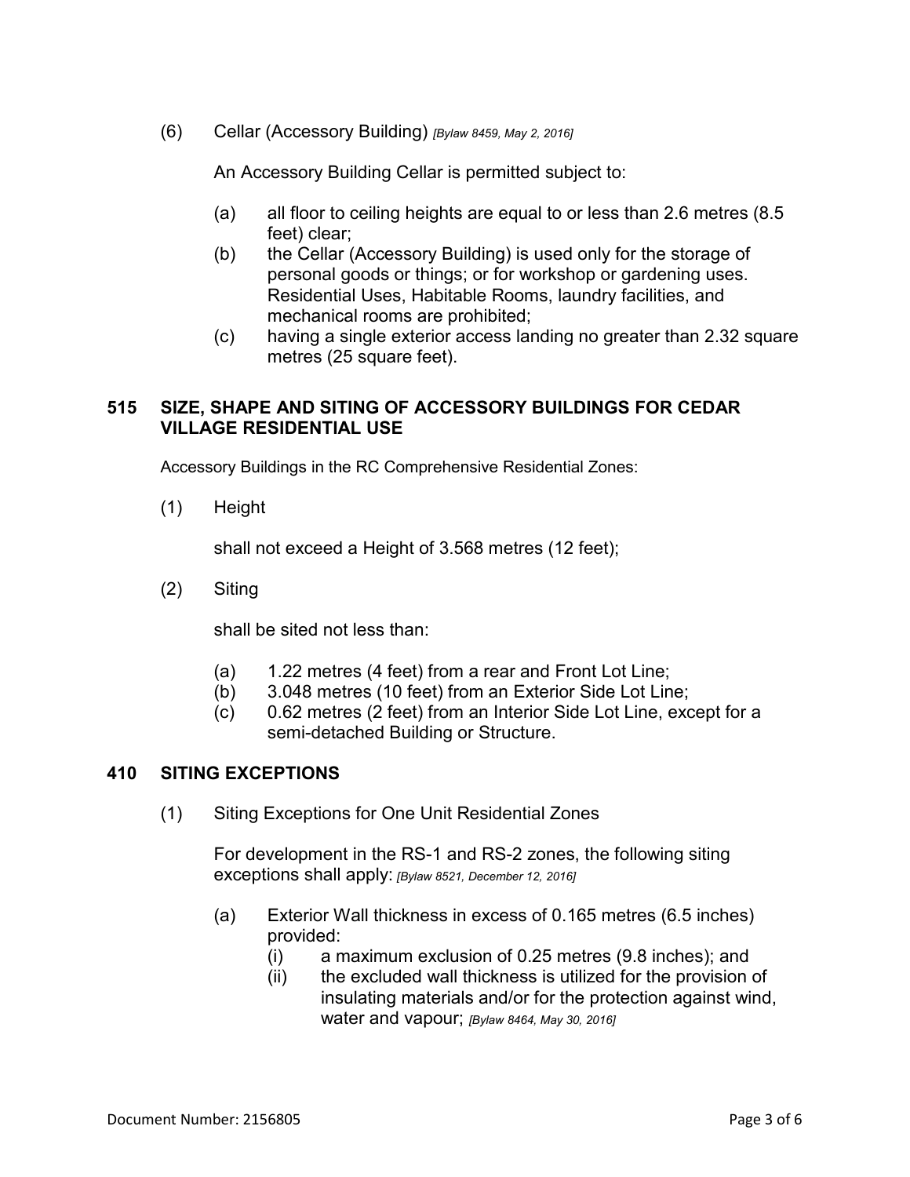(6) Cellar (Accessory Building) *[Bylaw 8459, May 2, 2016]*

An Accessory Building Cellar is permitted subject to:

(a) all floor to ceiling heights are equal to or less than 2.6 metres (8.5 feet) clear;

(b) the Cellar (Accessory Building) is used only for the storage of personal goods or things; or for workshop or gardening uses. Residential Uses, Habitable Rooms, laundry facilities, and mechanical rooms are prohibited;

(c) having a single exterior access landing no greater than 2.32 square metres (25 square feet).

## 515 SIZE, SHAPE AND SITING OF ACCESSORY BUILDINGS FOR CEDAR VILLAGE RESIDENTIAL USE

Accessory Buildings in the RC Comprehensive Residential Zones:

(1) Height

shall not exceed a Height of 3.568 metres (12 feet);

(2) Siting

shall be sited not less than:

(a) 1.22 metres (4 feet) from a rear and Front Lot Line;

(b) 3.048 metres (10 feet) from an Exterior Side Lot Line;

(c) 0.62 metres (2 feet) from an Interior Side Lot Line, except for a semi-detached Building or Structure.

## 410 SITING EXCEPTIONS

(1) Siting Exceptions for One Unit Residential Zones

For development in the RS-1 and RS-2 zones, the following siting exceptions shall apply: *[Bylaw 8521, December 12, 2016]*

(a) Exterior Wall thickness in excess of 0.165 metres (6.5 inches) provided:

(i) a maximum exclusion of 0.25 metres (9.8 inches); and

(ii) the excluded wall thickness is utilized for the provision of insulating materials and/or for the protection against wind, water and vapour; *[Bylaw 8464, May 30, 2016]*

Document Number: 2156805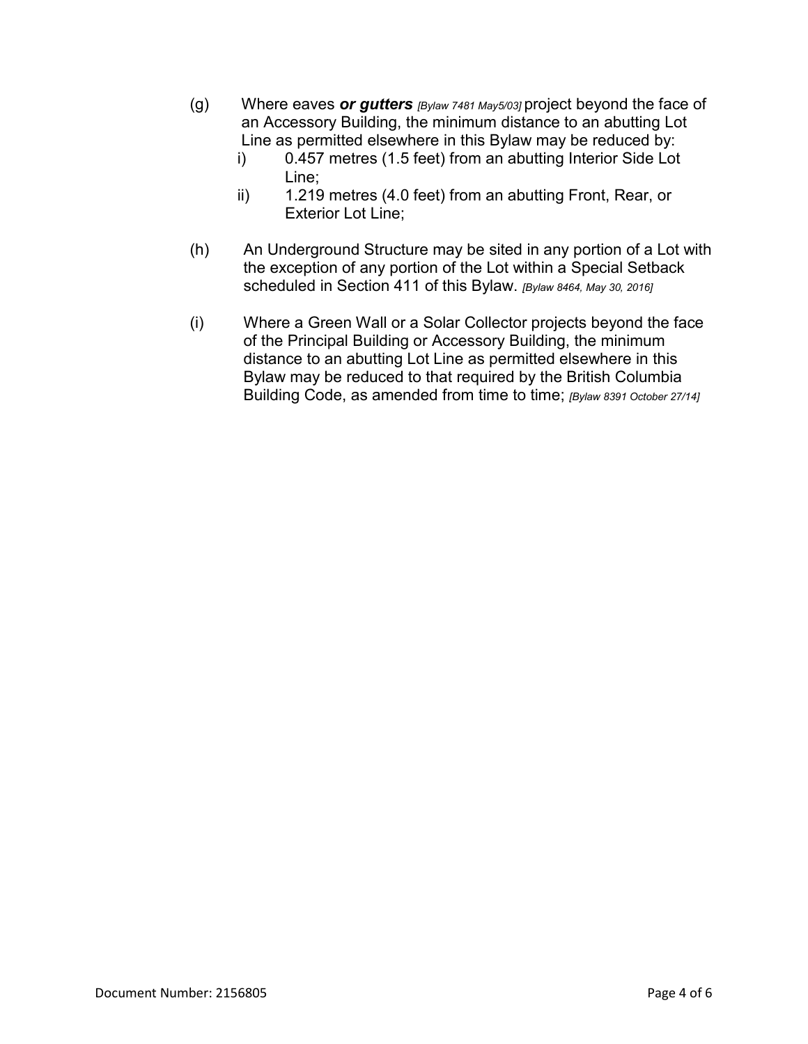(g) Where eaves ***or gutters*** *[Bylaw 7481 May5/03]* project beyond the face of an Accessory Building, the minimum distance to an abutting Lot Line as permitted elsewhere in this Bylaw may be reduced by:

  i) 0.457 metres (1.5 feet) from an abutting Interior Side Lot Line;

  ii) 1.219 metres (4.0 feet) from an abutting Front, Rear, or Exterior Lot Line;

(h) An Underground Structure may be sited in any portion of a Lot with the exception of any portion of the Lot within a Special Setback scheduled in Section 411 of this Bylaw. *[Bylaw 8464, May 30, 2016]*

(i) Where a Green Wall or a Solar Collector projects beyond the face of the Principal Building or Accessory Building, the minimum distance to an abutting Lot Line as permitted elsewhere in this Bylaw may be reduced to that required by the British Columbia Building Code, as amended from time to time; *[Bylaw 8391 October 27/14]*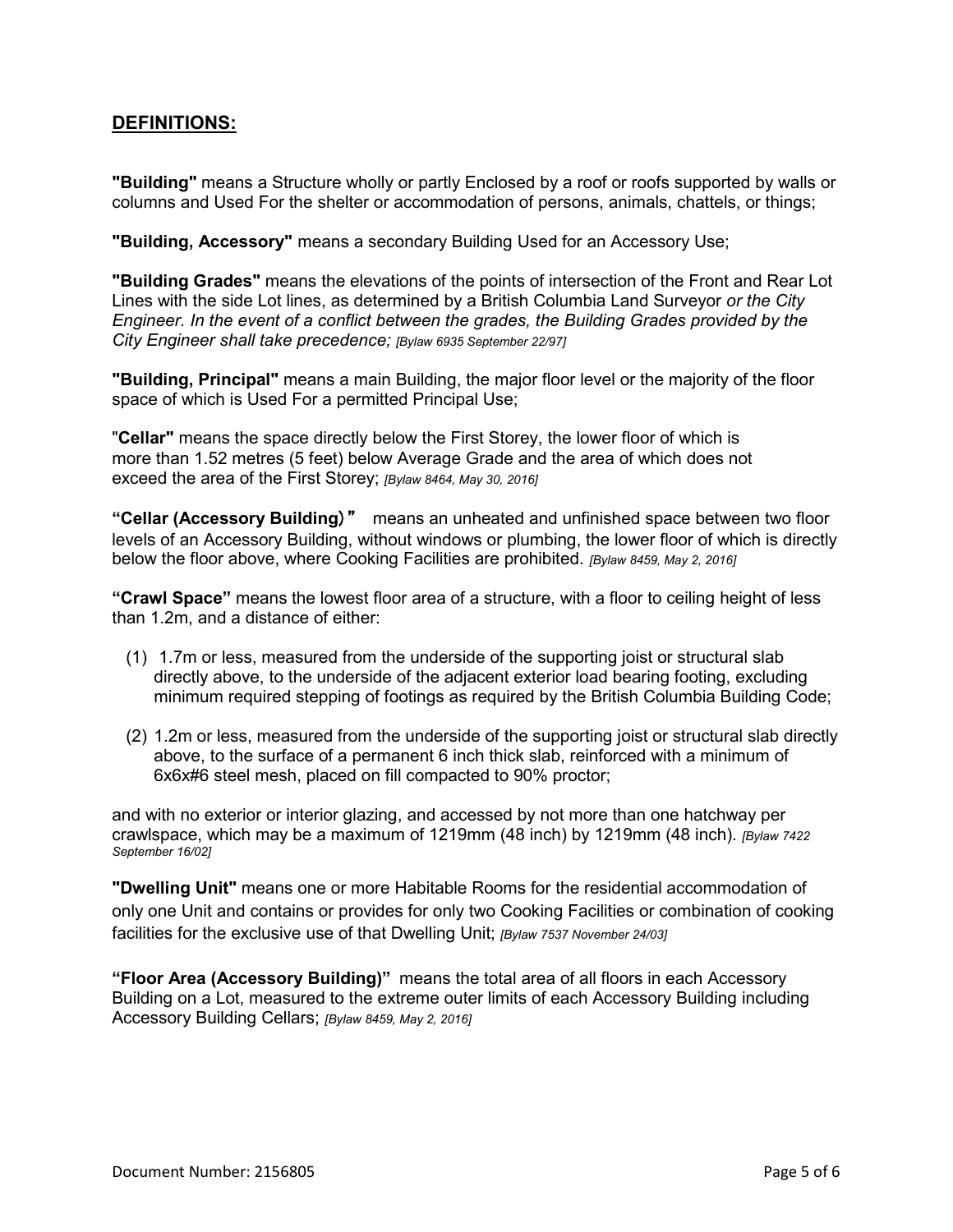## DEFINITIONS:

**"Building"** means a Structure wholly or partly Enclosed by a roof or roofs supported by walls or columns and Used For the shelter or accommodation of persons, animals, chattels, or things;

**"Building, Accessory"** means a secondary Building Used for an Accessory Use;

**"Building Grades"** means the elevations of the points of intersection of the Front and Rear Lot Lines with the side Lot lines, as determined by a British Columbia Land Surveyor *or the City Engineer. In the event of a conflict between the grades, the Building Grades provided by the City Engineer shall take precedence; [Bylaw 6935 September 22/97]*

**"Building, Principal"** means a main Building, the major floor level or the majority of the floor space of which is Used For a permitted Principal Use;

"**Cellar"** means the space directly below the First Storey, the lower floor of which is more than 1.52 metres (5 feet) below Average Grade and the area of which does not exceed the area of the First Storey; *[Bylaw 8464, May 30, 2016]*

**"Cellar (Accessory Building)"** means an unheated and unfinished space between two floor levels of an Accessory Building, without windows or plumbing, the lower floor of which is directly below the floor above, where Cooking Facilities are prohibited. *[Bylaw 8459, May 2, 2016]*

**"Crawl Space"** means the lowest floor area of a structure, with a floor to ceiling height of less than 1.2m, and a distance of either:

(1) 1.7m or less, measured from the underside of the supporting joist or structural slab directly above, to the underside of the adjacent exterior load bearing footing, excluding minimum required stepping of footings as required by the British Columbia Building Code;

(2) 1.2m or less, measured from the underside of the supporting joist or structural slab directly above, to the surface of a permanent 6 inch thick slab, reinforced with a minimum of 6x6x#6 steel mesh, placed on fill compacted to 90% proctor;

and with no exterior or interior glazing, and accessed by not more than one hatchway per crawlspace, which may be a maximum of 1219mm (48 inch) by 1219mm (48 inch). *[Bylaw 7422 September 16/02]*

**"Dwelling Unit"** means one or more Habitable Rooms for the residential accommodation of only one Unit and contains or provides for only two Cooking Facilities or combination of cooking facilities for the exclusive use of that Dwelling Unit; *[Bylaw 7537 November 24/03]*

**"Floor Area (Accessory Building)"** means the total area of all floors in each Accessory Building on a Lot, measured to the extreme outer limits of each Accessory Building including Accessory Building Cellars; *[Bylaw 8459, May 2, 2016]*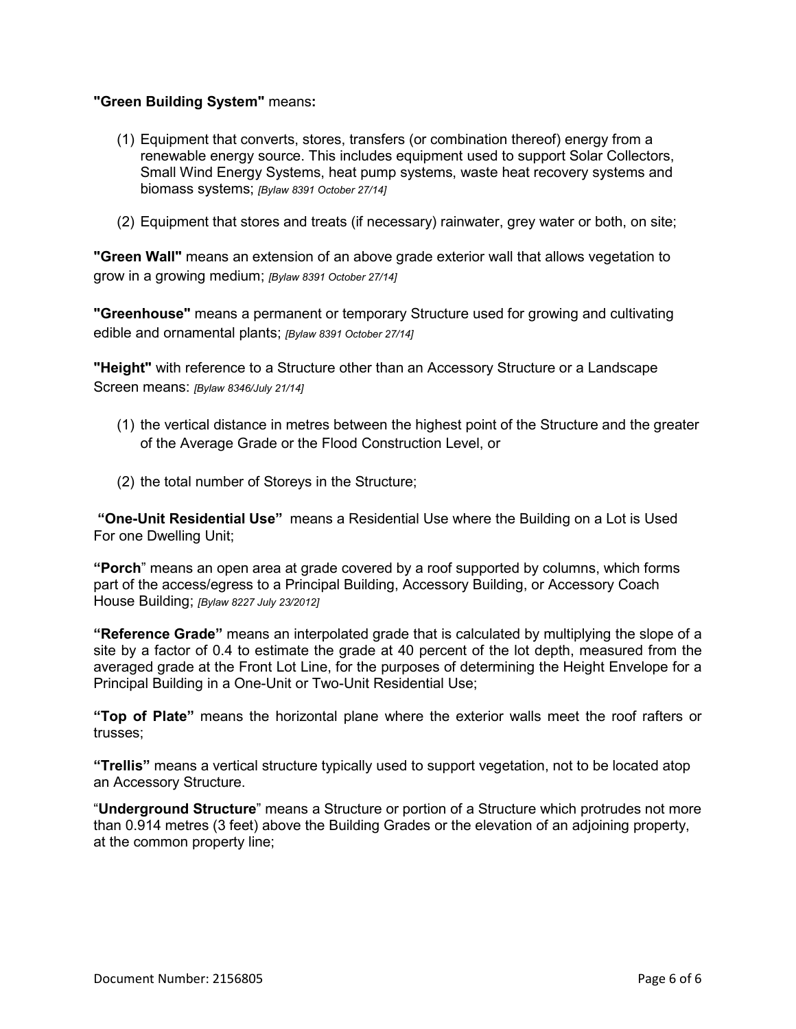**"Green Building System"** means**:**

(1) Equipment that converts, stores, transfers (or combination thereof) energy from a renewable energy source. This includes equipment used to support Solar Collectors, Small Wind Energy Systems, heat pump systems, waste heat recovery systems and biomass systems; *[Bylaw 8391 October 27/14]*

(2) Equipment that stores and treats (if necessary) rainwater, grey water or both, on site;

**"Green Wall"** means an extension of an above grade exterior wall that allows vegetation to grow in a growing medium; *[Bylaw 8391 October 27/14]*

**"Greenhouse"** means a permanent or temporary Structure used for growing and cultivating edible and ornamental plants; *[Bylaw 8391 October 27/14]*

**"Height"** with reference to a Structure other than an Accessory Structure or a Landscape Screen means: *[Bylaw 8346/July 21/14]*

(1) the vertical distance in metres between the highest point of the Structure and the greater of the Average Grade or the Flood Construction Level, or

(2) the total number of Storeys in the Structure;

**"One-Unit Residential Use"** means a Residential Use where the Building on a Lot is Used For one Dwelling Unit;

**"Porch"** means an open area at grade covered by a roof supported by columns, which forms part of the access/egress to a Principal Building, Accessory Building, or Accessory Coach House Building; *[Bylaw 8227 July 23/2012]*

**"Reference Grade"** means an interpolated grade that is calculated by multiplying the slope of a site by a factor of 0.4 to estimate the grade at 40 percent of the lot depth, measured from the averaged grade at the Front Lot Line, for the purposes of determining the Height Envelope for a Principal Building in a One-Unit or Two-Unit Residential Use;

**"Top of Plate"** means the horizontal plane where the exterior walls meet the roof rafters or trusses;

**"Trellis"** means a vertical structure typically used to support vegetation, not to be located atop an Accessory Structure.

"**Underground Structure**" means a Structure or portion of a Structure which protrudes not more than 0.914 metres (3 feet) above the Building Grades or the elevation of an adjoining property, at the common property line;

Document Number: 2156805